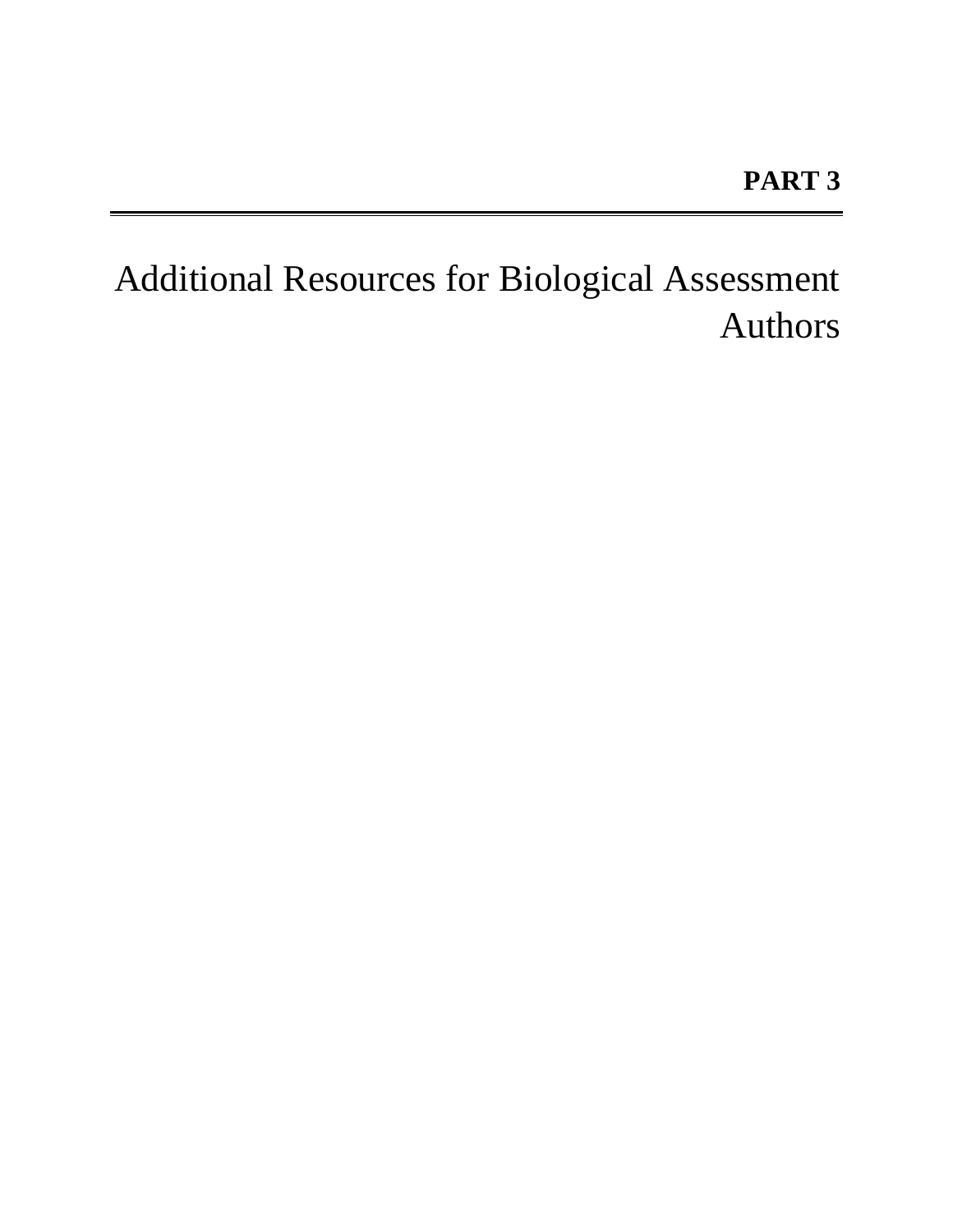**PART 3**

---

# Additional Resources for Biological Assessment Authors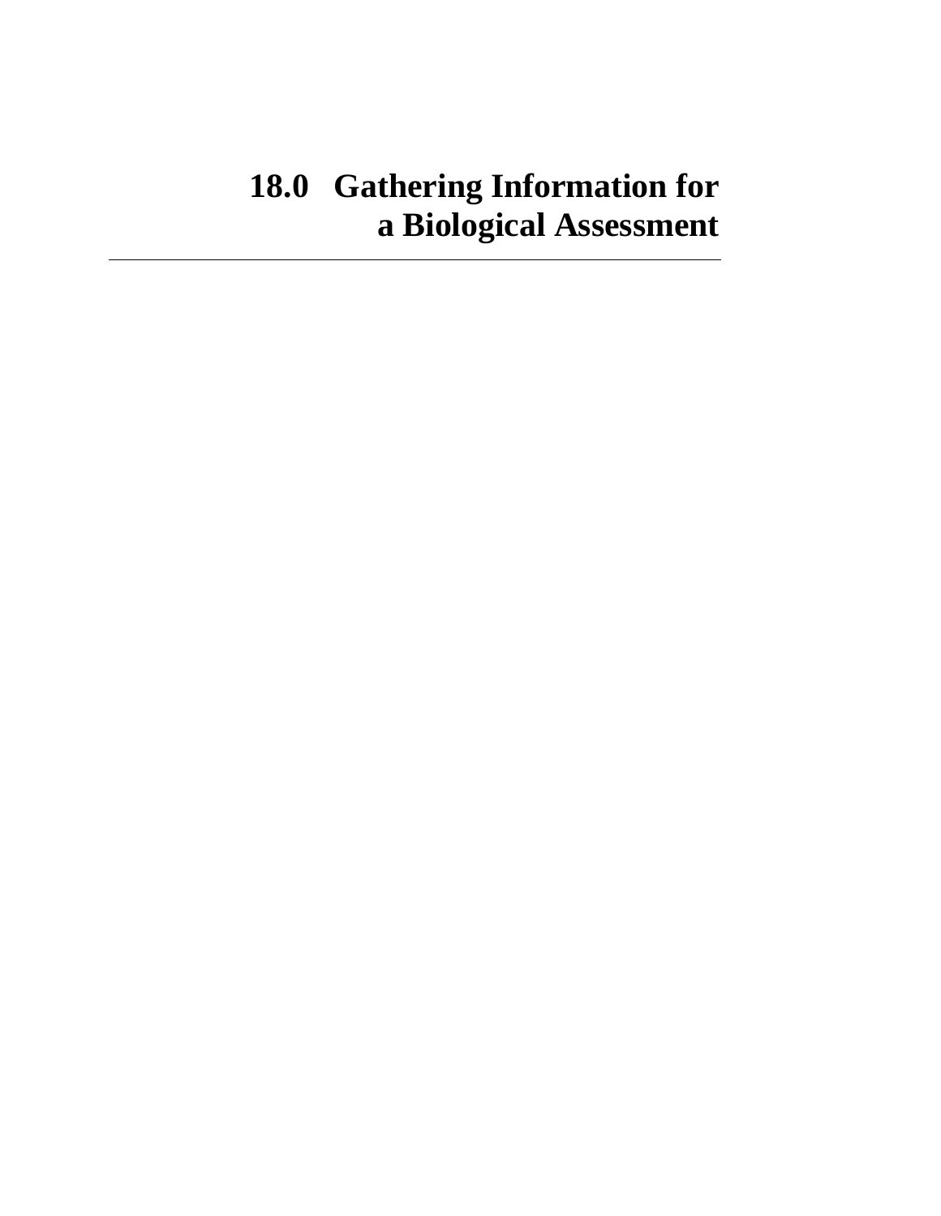# 18.0 Gathering Information for a Biological Assessment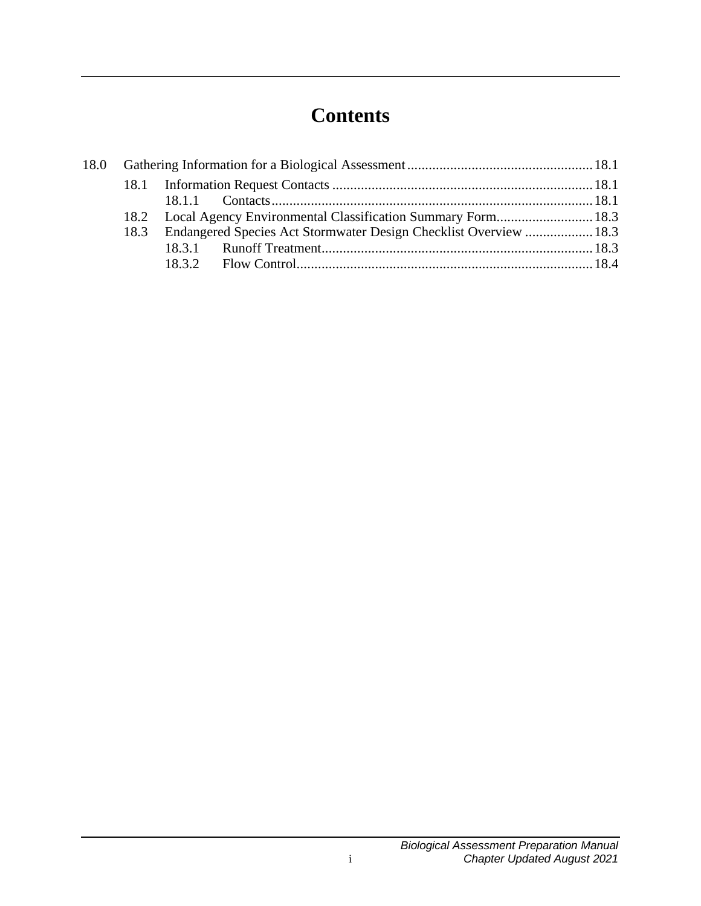# Contents

18.0 Gathering Information for a Biological Assessment .................................................... 18.1

- 18.1 Information Request Contacts ......................................................................... 18.1
  - 18.1.1 Contacts .......................................................................................... 18.1
- 18.2 Local Agency Environmental Classification Summary Form ........................... 18.3
- 18.3 Endangered Species Act Stormwater Design Checklist Overview ................... 18.3
  - 18.3.1 Runoff Treatment ............................................................................ 18.3
  - 18.3.2 Flow Control ................................................................................... 18.4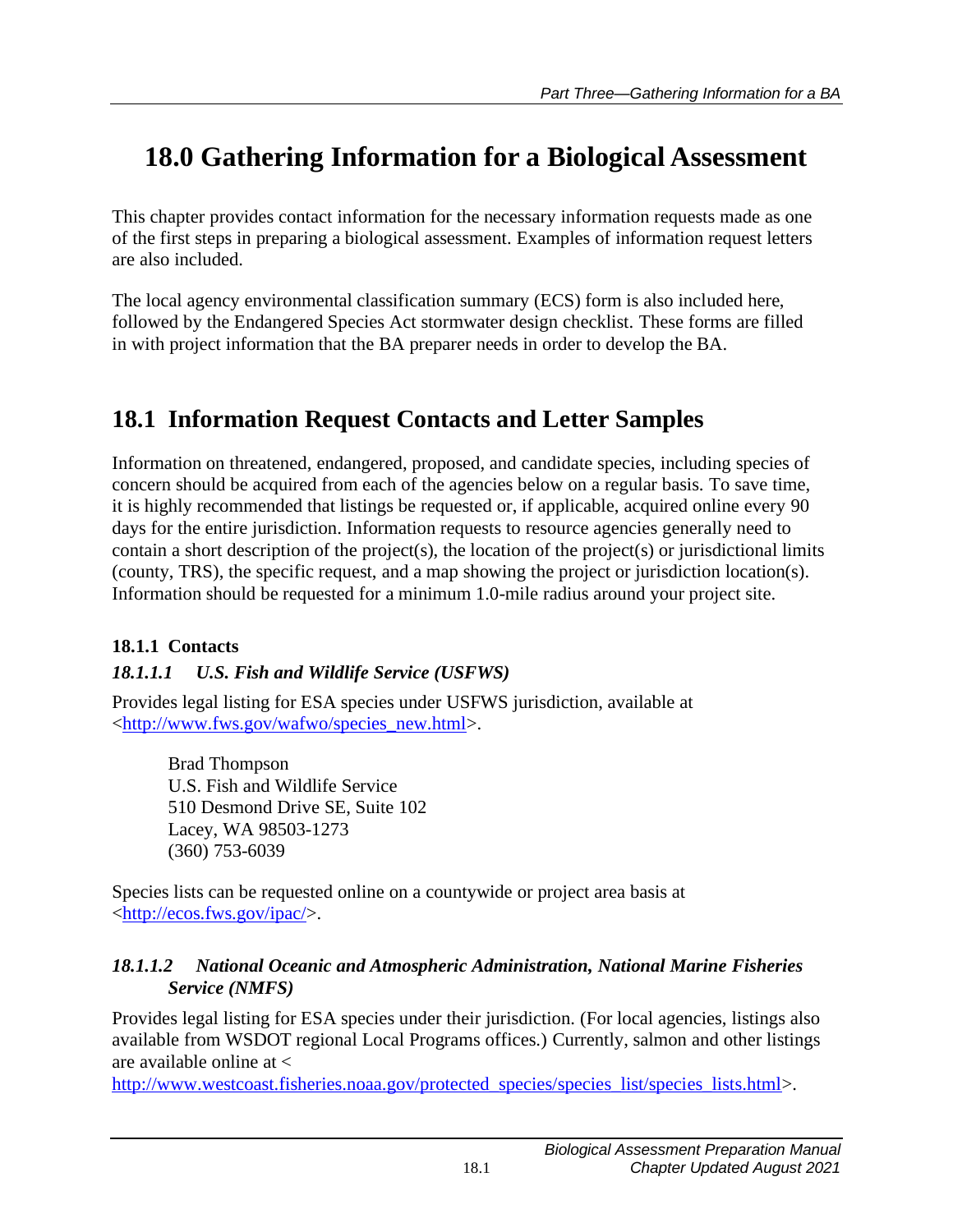# 18.0 Gathering Information for a Biological Assessment

This chapter provides contact information for the necessary information requests made as one of the first steps in preparing a biological assessment. Examples of information request letters are also included.

The local agency environmental classification summary (ECS) form is also included here, followed by the Endangered Species Act stormwater design checklist. These forms are filled in with project information that the BA preparer needs in order to develop the BA.

## 18.1 Information Request Contacts and Letter Samples

Information on threatened, endangered, proposed, and candidate species, including species of concern should be acquired from each of the agencies below on a regular basis. To save time, it is highly recommended that listings be requested or, if applicable, acquired online every 90 days for the entire jurisdiction. Information requests to resource agencies generally need to contain a short description of the project(s), the location of the project(s) or jurisdictional limits (county, TRS), the specific request, and a map showing the project or jurisdiction location(s). Information should be requested for a minimum 1.0-mile radius around your project site.

### 18.1.1 Contacts

#### *18.1.1.1 U.S. Fish and Wildlife Service (USFWS)*

Provides legal listing for ESA species under USFWS jurisdiction, available at <http://www.fws.gov/wafwo/species_new.html>.

> Brad Thompson
> U.S. Fish and Wildlife Service
> 510 Desmond Drive SE, Suite 102
> Lacey, WA 98503-1273
> (360) 753-6039

Species lists can be requested online on a countywide or project area basis at <http://ecos.fws.gov/ipac/>.

#### *18.1.1.2 National Oceanic and Atmospheric Administration, National Marine Fisheries Service (NMFS)*

Provides legal listing for ESA species under their jurisdiction. (For local agencies, listings also available from WSDOT regional Local Programs offices.) Currently, salmon and other listings are available online at < http://www.westcoast.fisheries.noaa.gov/protected_species/species_list/species_lists.html>.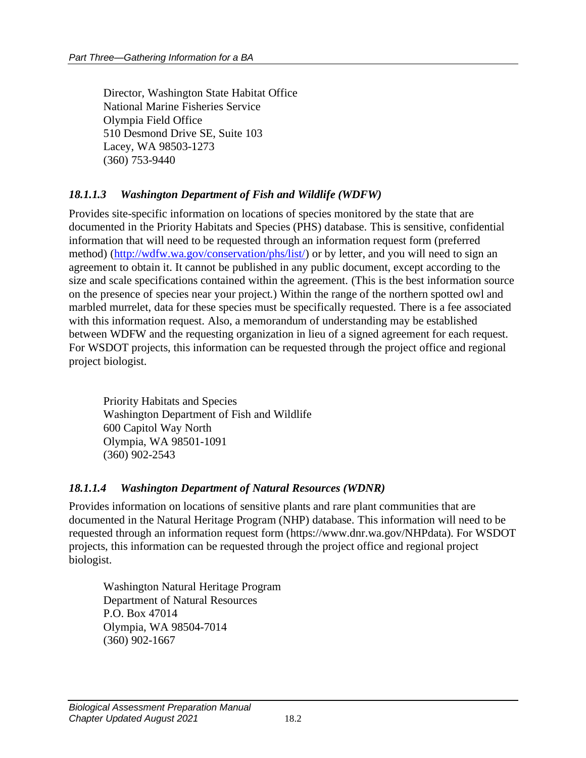Director, Washington State Habitat Office  
National Marine Fisheries Service  
Olympia Field Office  
510 Desmond Drive SE, Suite 103  
Lacey, WA 98503-1273  
(360) 753-9440

#### *18.1.1.3 Washington Department of Fish and Wildlife (WDFW)*

Provides site-specific information on locations of species monitored by the state that are documented in the Priority Habitats and Species (PHS) database. This is sensitive, confidential information that will need to be requested through an information request form (preferred method) (http://wdfw.wa.gov/conservation/phs/list/) or by letter, and you will need to sign an agreement to obtain it. It cannot be published in any public document, except according to the size and scale specifications contained within the agreement. (This is the best information source on the presence of species near your project.) Within the range of the northern spotted owl and marbled murrelet, data for these species must be specifically requested. There is a fee associated with this information request. Also, a memorandum of understanding may be established between WDFW and the requesting organization in lieu of a signed agreement for each request. For WSDOT projects, this information can be requested through the project office and regional project biologist.

Priority Habitats and Species  
Washington Department of Fish and Wildlife  
600 Capitol Way North  
Olympia, WA 98501-1091  
(360) 902-2543

#### *18.1.1.4 Washington Department of Natural Resources (WDNR)*

Provides information on locations of sensitive plants and rare plant communities that are documented in the Natural Heritage Program (NHP) database. This information will need to be requested through an information request form (https://www.dnr.wa.gov/NHPdata). For WSDOT projects, this information can be requested through the project office and regional project biologist.

Washington Natural Heritage Program  
Department of Natural Resources  
P.O. Box 47014  
Olympia, WA 98504-7014  
(360) 902-1667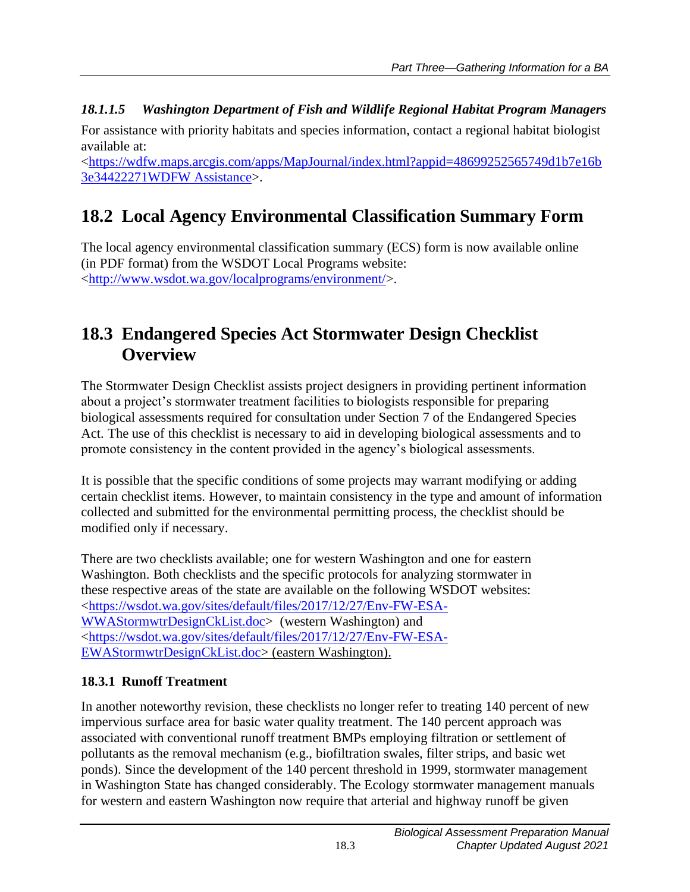#### *18.1.1.5 Washington Department of Fish and Wildlife Regional Habitat Program Managers*

For assistance with priority habitats and species information, contact a regional habitat biologist available at: <https://wdfw.maps.arcgis.com/apps/MapJournal/index.html?appid=48699252565749d1b7e16b3e34422271WDFW Assistance>.

## 18.2 Local Agency Environmental Classification Summary Form

The local agency environmental classification summary (ECS) form is now available online (in PDF format) from the WSDOT Local Programs website: <http://www.wsdot.wa.gov/localprograms/environment/>.

## 18.3 Endangered Species Act Stormwater Design Checklist Overview

The Stormwater Design Checklist assists project designers in providing pertinent information about a project's stormwater treatment facilities to biologists responsible for preparing biological assessments required for consultation under Section 7 of the Endangered Species Act. The use of this checklist is necessary to aid in developing biological assessments and to promote consistency in the content provided in the agency's biological assessments.

It is possible that the specific conditions of some projects may warrant modifying or adding certain checklist items. However, to maintain consistency in the type and amount of information collected and submitted for the environmental permitting process, the checklist should be modified only if necessary.

There are two checklists available; one for western Washington and one for eastern Washington. Both checklists and the specific protocols for analyzing stormwater in these respective areas of the state are available on the following WSDOT websites: <https://wsdot.wa.gov/sites/default/files/2017/12/27/Env-FW-ESA-WWAStormwtrDesignCkList.doc> (western Washington) and <https://wsdot.wa.gov/sites/default/files/2017/12/27/Env-FW-ESA-EWAStormwtrDesignCkList.doc> (eastern Washington).

### 18.3.1 Runoff Treatment

In another noteworthy revision, these checklists no longer refer to treating 140 percent of new impervious surface area for basic water quality treatment. The 140 percent approach was associated with conventional runoff treatment BMPs employing filtration or settlement of pollutants as the removal mechanism (e.g., biofiltration swales, filter strips, and basic wet ponds). Since the development of the 140 percent threshold in 1999, stormwater management in Washington State has changed considerably. The Ecology stormwater management manuals for western and eastern Washington now require that arterial and highway runoff be given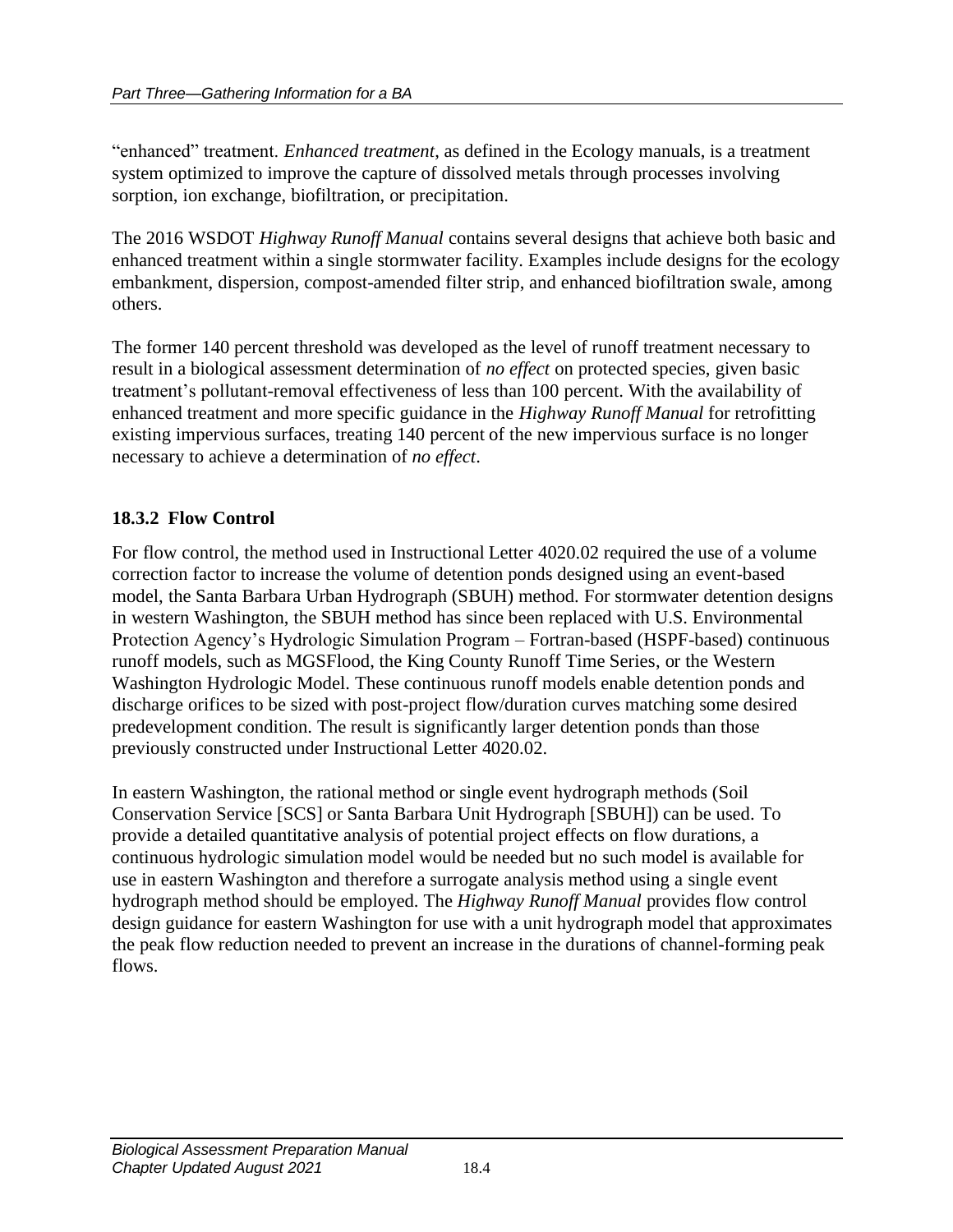"enhanced" treatment. *Enhanced treatment*, as defined in the Ecology manuals, is a treatment system optimized to improve the capture of dissolved metals through processes involving sorption, ion exchange, biofiltration, or precipitation.

The 2016 WSDOT *Highway Runoff Manual* contains several designs that achieve both basic and enhanced treatment within a single stormwater facility. Examples include designs for the ecology embankment, dispersion, compost-amended filter strip, and enhanced biofiltration swale, among others.

The former 140 percent threshold was developed as the level of runoff treatment necessary to result in a biological assessment determination of *no effect* on protected species, given basic treatment's pollutant-removal effectiveness of less than 100 percent. With the availability of enhanced treatment and more specific guidance in the *Highway Runoff Manual* for retrofitting existing impervious surfaces, treating 140 percent of the new impervious surface is no longer necessary to achieve a determination of *no effect*.

### 18.3.2 Flow Control

For flow control, the method used in Instructional Letter 4020.02 required the use of a volume correction factor to increase the volume of detention ponds designed using an event-based model, the Santa Barbara Urban Hydrograph (SBUH) method. For stormwater detention designs in western Washington, the SBUH method has since been replaced with U.S. Environmental Protection Agency's Hydrologic Simulation Program – Fortran-based (HSPF-based) continuous runoff models, such as MGSFlood, the King County Runoff Time Series, or the Western Washington Hydrologic Model. These continuous runoff models enable detention ponds and discharge orifices to be sized with post-project flow/duration curves matching some desired predevelopment condition. The result is significantly larger detention ponds than those previously constructed under Instructional Letter 4020.02.

In eastern Washington, the rational method or single event hydrograph methods (Soil Conservation Service [SCS] or Santa Barbara Unit Hydrograph [SBUH]) can be used. To provide a detailed quantitative analysis of potential project effects on flow durations, a continuous hydrologic simulation model would be needed but no such model is available for use in eastern Washington and therefore a surrogate analysis method using a single event hydrograph method should be employed. The *Highway Runoff Manual* provides flow control design guidance for eastern Washington for use with a unit hydrograph model that approximates the peak flow reduction needed to prevent an increase in the durations of channel-forming peak flows.